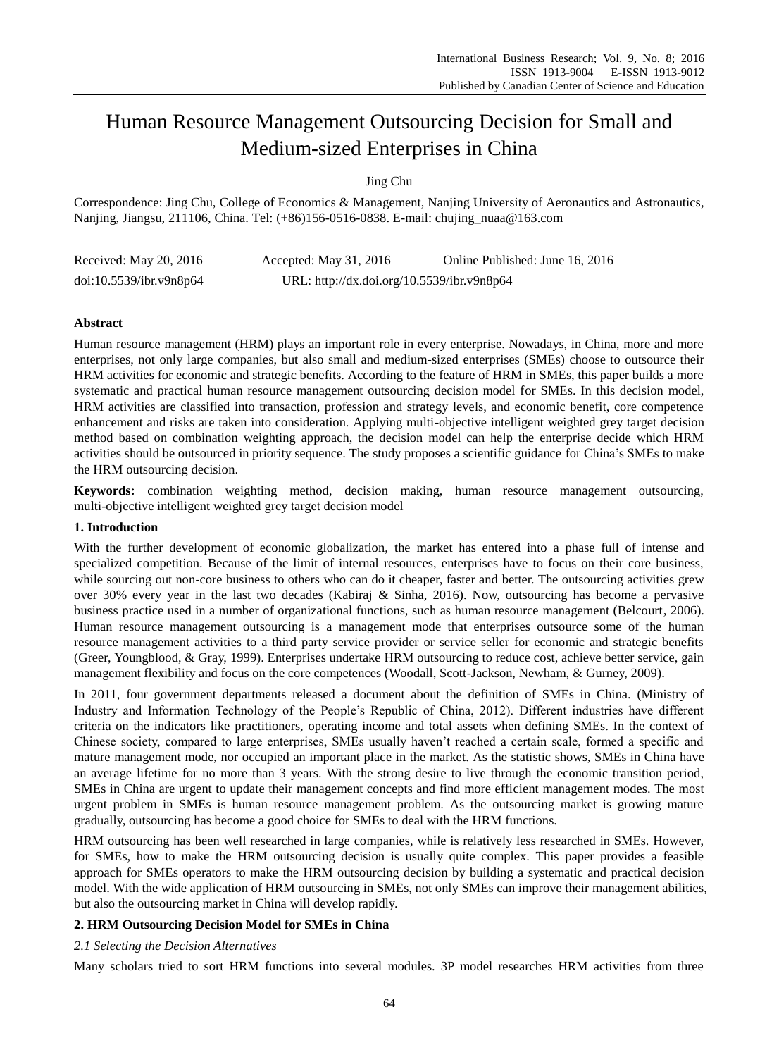# Human Resource Management Outsourcing Decision for Small and Medium-sized Enterprises in China

Jing Chu

Correspondence: Jing Chu, College of Economics & Management, Nanjing University of Aeronautics and Astronautics, Nanjing, Jiangsu, 211106, China. Tel: (+86)156-0516-0838. E-mail: chujing_nuaa@163.com

| Received: May 20, 2016 | Accepted: May 31, 2016 | Online Published: June 16, 2016 |
|---|---|---|
| doi:10.5539/ibr.v9n8p64 | URL: http://dx.doi.org/10.5539/ibr.v9n8p64 | |

**Abstract**

Human resource management (HRM) plays an important role in every enterprise. Nowadays, in China, more and more enterprises, not only large companies, but also small and medium-sized enterprises (SMEs) choose to outsource their HRM activities for economic and strategic benefits. According to the feature of HRM in SMEs, this paper builds a more systematic and practical human resource management outsourcing decision model for SMEs. In this decision model, HRM activities are classified into transaction, profession and strategy levels, and economic benefit, core competence enhancement and risks are taken into consideration. Applying multi-objective intelligent weighted grey target decision method based on combination weighting approach, the decision model can help the enterprise decide which HRM activities should be outsourced in priority sequence. The study proposes a scientific guidance for China's SMEs to make the HRM outsourcing decision.

**Keywords:** combination weighting method, decision making, human resource management outsourcing, multi-objective intelligent weighted grey target decision model

## 1. Introduction

With the further development of economic globalization, the market has entered into a phase full of intense and specialized competition. Because of the limit of internal resources, enterprises have to focus on their core business, while sourcing out non-core business to others who can do it cheaper, faster and better. The outsourcing activities grew over 30% every year in the last two decades (Kabiraj & Sinha, 2016). Now, outsourcing has become a pervasive business practice used in a number of organizational functions, such as human resource management (Belcourt, 2006). Human resource management outsourcing is a management mode that enterprises outsource some of the human resource management activities to a third party service provider or service seller for economic and strategic benefits (Greer, Youngblood, & Gray, 1999). Enterprises undertake HRM outsourcing to reduce cost, achieve better service, gain management flexibility and focus on the core competences (Woodall, Scott-Jackson, Newham, & Gurney, 2009).

In 2011, four government departments released a document about the definition of SMEs in China. (Ministry of Industry and Information Technology of the People's Republic of China, 2012). Different industries have different criteria on the indicators like practitioners, operating income and total assets when defining SMEs. In the context of Chinese society, compared to large enterprises, SMEs usually haven't reached a certain scale, formed a specific and mature management mode, nor occupied an important place in the market. As the statistic shows, SMEs in China have an average lifetime for no more than 3 years. With the strong desire to live through the economic transition period, SMEs in China are urgent to update their management concepts and find more efficient management modes. The most urgent problem in SMEs is human resource management problem. As the outsourcing market is growing mature gradually, outsourcing has become a good choice for SMEs to deal with the HRM functions.

HRM outsourcing has been well researched in large companies, while is relatively less researched in SMEs. However, for SMEs, how to make the HRM outsourcing decision is usually quite complex. This paper provides a feasible approach for SMEs operators to make the HRM outsourcing decision by building a systematic and practical decision model. With the wide application of HRM outsourcing in SMEs, not only SMEs can improve their management abilities, but also the outsourcing market in China will develop rapidly.

## 2. HRM Outsourcing Decision Model for SMEs in China

### *2.1 Selecting the Decision Alternatives*

Many scholars tried to sort HRM functions into several modules. 3P model researches HRM activities from three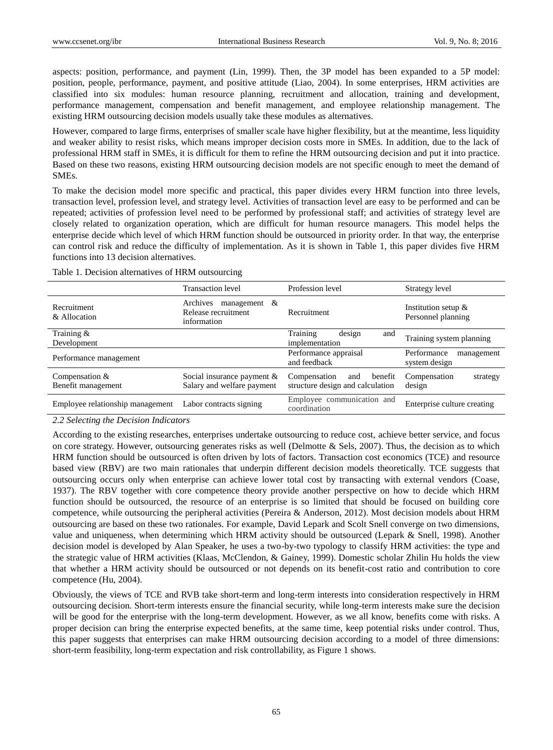aspects: position, performance, and payment (Lin, 1999). Then, the 3P model has been expanded to a 5P model: position, people, performance, payment, and positive attitude (Liao, 2004). In some enterprises, HRM activities are classified into six modules: human resource planning, recruitment and allocation, training and development, performance management, compensation and benefit management, and employee relationship management. The existing HRM outsourcing decision models usually take these modules as alternatives.

However, compared to large firms, enterprises of smaller scale have higher flexibility, but at the meantime, less liquidity and weaker ability to resist risks, which means improper decision costs more in SMEs. In addition, due to the lack of professional HRM staff in SMEs, it is difficult for them to refine the HRM outsourcing decision and put it into practice. Based on these two reasons, existing HRM outsourcing decision models are not specific enough to meet the demand of SMEs.

To make the decision model more specific and practical, this paper divides every HRM function into three levels, transaction level, profession level, and strategy level. Activities of transaction level are easy to be performed and can be repeated; activities of profession level need to be performed by professional staff; and activities of strategy level are closely related to organization operation, which are difficult for human resource managers. This model helps the enterprise decide which level of which HRM function should be outsourced in priority order. In that way, the enterprise can control risk and reduce the difficulty of implementation. As it is shown in Table 1, this paper divides five HRM functions into 13 decision alternatives.

Table 1. Decision alternatives of HRM outsourcing

| | Transaction level | Profession level | Strategy level |
|---|---|---|---|
| Recruitment & Allocation | Archives management & Release recruitment information | Recruitment | Institution setup & Personnel planning |
| Training & Development | | Training design and implementation | Training system planning |
| Performance management | | Performance appraisal and feedback | Performance management system design |
| Compensation & Benefit management | Social insurance payment & Salary and welfare payment | Compensation and benefit structure design and calculation | Compensation strategy design |
| Employee relationship management | Labor contracts signing | Employee communication and coordination | Enterprise culture creating |

### *2.2 Selecting the Decision Indicators*

According to the existing researches, enterprises undertake outsourcing to reduce cost, achieve better service, and focus on core strategy. However, outsourcing generates risks as well (Delmotte & Sels, 2007). Thus, the decision as to which HRM function should be outsourced is often driven by lots of factors. Transaction cost economics (TCE) and resource based view (RBV) are two main rationales that underpin different decision models theoretically. TCE suggests that outsourcing occurs only when enterprise can achieve lower total cost by transacting with external vendors (Coase, 1937). The RBV together with core competence theory provide another perspective on how to decide which HRM function should be outsourced, the resource of an enterprise is so limited that should be focused on building core competence, while outsourcing the peripheral activities (Pereira & Anderson, 2012). Most decision models about HRM outsourcing are based on these two rationales. For example, David Lepark and Scolt Snell converge on two dimensions, value and uniqueness, when determining which HRM activity should be outsourced (Lepark & Snell, 1998). Another decision model is developed by Alan Speaker, he uses a two-by-two typology to classify HRM activities: the type and the strategic value of HRM activities (Klaas, McClendon, & Gainey, 1999). Domestic scholar Zhilin Hu holds the view that whether a HRM activity should be outsourced or not depends on its benefit-cost ratio and contribution to core competence (Hu, 2004).

Obviously, the views of TCE and RVB take short-term and long-term interests into consideration respectively in HRM outsourcing decision. Short-term interests ensure the financial security, while long-term interests make sure the decision will be good for the enterprise with the long-term development. However, as we all know, benefits come with risks. A proper decision can bring the enterprise expected benefits, at the same time, keep potential risks under control. Thus, this paper suggests that enterprises can make HRM outsourcing decision according to a model of three dimensions: short-term feasibility, long-term expectation and risk controllability, as Figure 1 shows.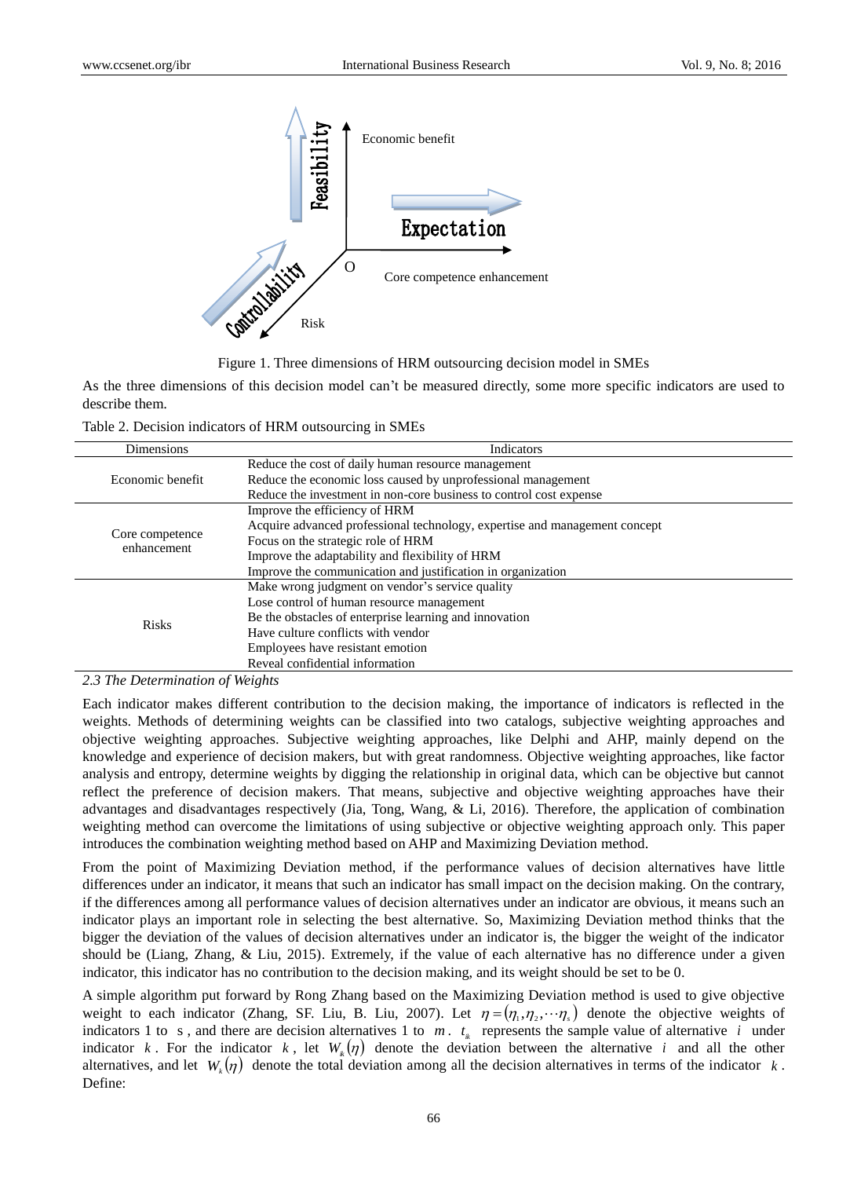Feasibility

Economic benefit

Expectation

O

Core competence enhancement

Controllability

Risk

Figure 1. Three dimensions of HRM outsourcing decision model in SMEs

As the three dimensions of this decision model can't be measured directly, some more specific indicators are used to describe them.

Table 2. Decision indicators of HRM outsourcing in SMEs

| Dimensions | Indicators |
|---|---|
| Economic benefit | Reduce the cost of daily human resource management |
| | Reduce the economic loss caused by unprofessional management |
| | Reduce the investment in non-core business to control cost expense |
| Core competence enhancement | Improve the efficiency of HRM |
| | Acquire advanced professional technology, expertise and management concept |
| | Focus on the strategic role of HRM |
| | Improve the adaptability and flexibility of HRM |
| | Improve the communication and justification in organization |
| Risks | Make wrong judgment on vendor's service quality |
| | Lose control of human resource management |
| | Be the obstacles of enterprise learning and innovation |
| | Have culture conflicts with vendor |
| | Employees have resistant emotion |
| | Reveal confidential information |

### *2.3 The Determination of Weights*

Each indicator makes different contribution to the decision making, the importance of indicators is reflected in the weights. Methods of determining weights can be classified into two catalogs, subjective weighting approaches and objective weighting approaches. Subjective weighting approaches, like Delphi and AHP, mainly depend on the knowledge and experience of decision makers, but with great randomness. Objective weighting approaches, like factor analysis and entropy, determine weights by digging the relationship in original data, which can be objective but cannot reflect the preference of decision makers. That means, subjective and objective weighting approaches have their advantages and disadvantages respectively (Jia, Tong, Wang, & Li, 2016). Therefore, the application of combination weighting method can overcome the limitations of using subjective or objective weighting approach only. This paper introduces the combination weighting method based on AHP and Maximizing Deviation method.

From the point of Maximizing Deviation method, if the performance values of decision alternatives have little differences under an indicator, it means that such an indicator has small impact on the decision making. On the contrary, if the differences among all performance values of decision alternatives under an indicator are obvious, it means such an indicator plays an important role in selecting the best alternative. So, Maximizing Deviation method thinks that the bigger the deviation of the values of decision alternatives under an indicator is, the bigger the weight of the indicator should be (Liang, Zhang, & Liu, 2015). Extremely, if the value of each alternative has no difference under a given indicator, this indicator has no contribution to the decision making, and its weight should be set to be 0.

A simple algorithm put forward by Rong Zhang based on the Maximizing Deviation method is used to give objective weight to each indicator (Zhang, SF. Liu, B. Liu, 2007). Let $\eta = (\eta_1, \eta_2, \cdots \eta_s)$ denote the objective weights of indicators 1 to s, and there are decision alternatives 1 to $m$. $t_{ik}$ represents the sample value of alternative $i$ under indicator $k$. For the indicator $k$, let $W_{ik}(\eta)$ denote the deviation between the alternative $i$ and all the other alternatives, and let $W_k(\eta)$ denote the total deviation among all the decision alternatives in terms of the indicator $k$. Define: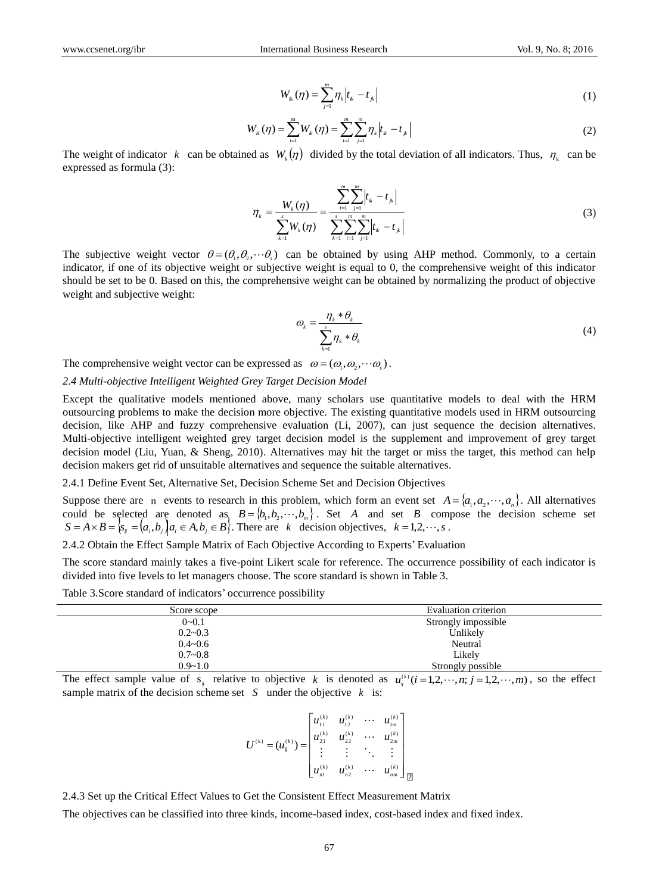$$W_{ik}(\eta)=\sum_{j=1}^{m}\eta_k\left|t_{ik}-t_{jk}\right| \tag{1}$$

$$W_K(\eta)=\sum_{i=1}^{m}W_{ik}(\eta)=\sum_{i=1}^{m}\sum_{j=1}^{m}\eta_k\left|t_{ik}-t_{jk}\right| \tag{2}$$

The weight of indicator $k$ can be obtained as $W_k(\eta)$ divided by the total deviation of all indicators. Thus, $\eta_k$ can be expressed as formula (3):

$$\eta_k=\frac{W_k(\eta)}{\sum_{k=1}^{s}W_k(\eta)}=\frac{\sum_{i=1}^{m}\sum_{j=1}^{m}\left|t_{ik}-t_{jk}\right|}{\sum_{k=1}^{s}\sum_{i=1}^{m}\sum_{j=1}^{m}\left|t_{ik}-t_{jk}\right|} \tag{3}$$

The subjective weight vector $\theta=(\theta_1,\theta_2,\cdots\theta_s)$ can be obtained by using AHP method. Commonly, to a certain indicator, if one of its objective weight or subjective weight is equal to 0, the comprehensive weight of this indicator should be set to be 0. Based on this, the comprehensive weight can be obtained by normalizing the product of objective weight and subjective weight:

$$\omega_k=\frac{\eta_k*\theta_k}{\sum_{k=1}^{s}\eta_k*\theta_k} \tag{4}$$

The comprehensive weight vector can be expressed as $\omega=(\omega_1,\omega_2,\cdots\omega_s)$.

*2.4 Multi-objective Intelligent Weighted Grey Target Decision Model*

Except the qualitative models mentioned above, many scholars use quantitative models to deal with the HRM outsourcing problems to make the decision more objective. The existing quantitative models used in HRM outsourcing decision, like AHP and fuzzy comprehensive evaluation (Li, 2007), can just sequence the decision alternatives. Multi-objective intelligent weighted grey target decision model is the supplement and improvement of grey target decision model (Liu, Yuan, & Sheng, 2010). Alternatives may hit the target or miss the target, this method can help decision makers get rid of unsuitable alternatives and sequence the suitable alternatives.

2.4.1 Define Event Set, Alternative Set, Decision Scheme Set and Decision Objectives

Suppose there are n events to research in this problem, which form an event set $A=\{a_1,a_2,\cdots,a_n\}$. All alternatives could be selected are denoted as $B=\{b_1,b_2,\cdots,b_m\}$. Set $A$ and set $B$ compose the decision scheme set $S=A\times B=\{s_{ij}=(a_i,b_j)\mid a_i\in A, b_j\in B\}$. There are $k$ decision objectives, $k=1,2,\cdots,s$.

2.4.2 Obtain the Effect Sample Matrix of Each Objective According to Experts' Evaluation

The score standard mainly takes a five-point Likert scale for reference. The occurrence possibility of each indicator is divided into five levels to let managers choose. The score standard is shown in Table 3.

Table 3.Score standard of indicators' occurrence possibility

| Score scope | Evaluation criterion |
|---|---|
| 0~0.1 | Strongly impossible |
| 0.2~0.3 | Unlikely |
| 0.4~0.6 | Neutral |
| 0.7~0.8 | Likely |
| 0.9~1.0 | Strongly possible |

The effect sample value of $s_{ij}$ relative to objective $k$ is denoted as $u_{ij}^{(k)}(i=1,2,\cdots,n; j=1,2,\cdots,m)$, so the effect sample matrix of the decision scheme set $S$ under the objective $k$ is:

$$U^{(k)}=(u_{ij}^{(k)})=\begin{bmatrix} u_{11}^{(k)} & u_{12}^{(k)} & \cdots & u_{1m}^{(k)} \\ u_{21}^{(k)} & u_{22}^{(k)} & \cdots & u_{2m}^{(k)} \\ \vdots & \vdots & \ddots & \vdots \\ u_{n1}^{(k)} & u_{n2}^{(k)} & \cdots & u_{nm}^{(k)} \end{bmatrix}$$

2.4.3 Set up the Critical Effect Values to Get the Consistent Effect Measurement Matrix

The objectives can be classified into three kinds, income-based index, cost-based index and fixed index.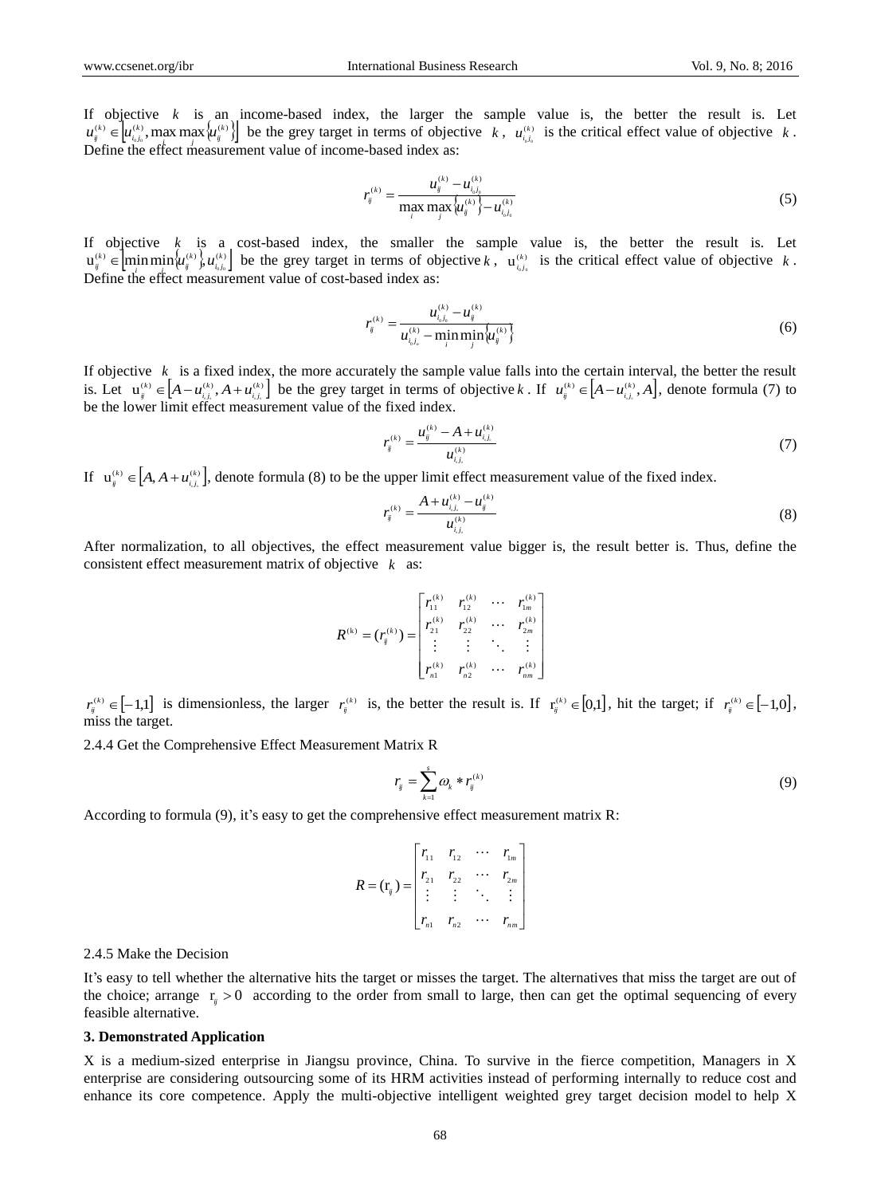If objective $k$ is an income-based index, the larger the sample value is, the better the result is. Let $u_{ij}^{(k)} \in \left[u_{i_0j_0}^{(k)}, \max_i \max_j \left\{u_{ij}^{(k)}\right\}\right]$ be the grey target in terms of objective $k$, $u_{i_0j_0}^{(k)}$ is the critical effect value of objective $k$. Define the effect measurement value of income-based index as:

$$r_{ij}^{(k)} = \frac{u_{ij}^{(k)} - u_{i_0j_0}^{(k)}}{\max_i \max_j \left\{u_{ij}^{(k)}\right\} - u_{i_0j_0}^{(k)}} \tag{5}$$

If objective $k$ is a cost-based index, the smaller the sample value is, the better the result is. Let $u_{ij}^{(k)} \in \left[\min_i \min_j \left\{u_{ij}^{(k)}\right\}, u_{i_0j_0}^{(k)}\right]$ be the grey target in terms of objective $k$, $u_{i_0j_0}^{(k)}$ is the critical effect value of objective $k$. Define the effect measurement value of cost-based index as:

$$r_{ij}^{(k)} = \frac{u_{i_0j_0}^{(k)} - u_{ij}^{(k)}}{u_{i_0j_0}^{(k)} - \min_i \min_j \left\{u_{ij}^{(k)}\right\}} \tag{6}$$

If objective $k$ is a fixed index, the more accurately the sample value falls into the certain interval, the better the result is. Let $u_{ij}^{(k)} \in \left[A - u_{i_cj_c}^{(k)}, A + u_{i_cj_c}^{(k)}\right]$ be the grey target in terms of objective $k$. If $u_{ij}^{(k)} \in \left[A - u_{i_cj_c}^{(k)}, A\right]$, denote formula (7) to be the lower limit effect measurement value of the fixed index.

$$r_{ij}^{(k)} = \frac{u_{ij}^{(k)} - A + u_{i_cj_c}^{(k)}}{u_{i_cj_c}^{(k)}} \tag{7}$$

If $u_{ij}^{(k)} \in \left[A, A + u_{i_cj_c}^{(k)}\right]$, denote formula (8) to be the upper limit effect measurement value of the fixed index.

$$r_{ij}^{(k)} = \frac{A + u_{i_cj_c}^{(k)} - u_{ij}^{(k)}}{u_{i_cj_c}^{(k)}} \tag{8}$$

After normalization, to all objectives, the effect measurement value bigger is, the result better is. Thus, define the consistent effect measurement matrix of objective $k$ as:

$$R^{(k)} = (r_{ij}^{(k)}) = \begin{bmatrix} r_{11}^{(k)} & r_{12}^{(k)} & \cdots & r_{1m}^{(k)} \\ r_{21}^{(k)} & r_{22}^{(k)} & \cdots & r_{2m}^{(k)} \\ \vdots & \vdots & \ddots & \vdots \\ r_{n1}^{(k)} & r_{n2}^{(k)} & \cdots & r_{nm}^{(k)} \end{bmatrix}$$

$r_{ij}^{(k)} \in [-1,1]$ is dimensionless, the larger $r_{ij}^{(k)}$ is, the better the result is. If $r_{ij}^{(k)} \in [0,1]$, hit the target; if $r_{ij}^{(k)} \in [-1,0]$, miss the target.

2.4.4 Get the Comprehensive Effect Measurement Matrix R

$$r_{ij} = \sum_{k=1}^{s} \omega_k * r_{ij}^{(k)} \tag{9}$$

According to formula (9), it's easy to get the comprehensive effect measurement matrix R:

$$R = (r_{ij}) = \begin{bmatrix} r_{11} & r_{12} & \cdots & r_{1m} \\ r_{21} & r_{22} & \cdots & r_{2m} \\ \vdots & \vdots & \ddots & \vdots \\ r_{n1} & r_{n2} & \cdots & r_{nm} \end{bmatrix}$$

2.4.5 Make the Decision

It's easy to tell whether the alternative hits the target or misses the target. The alternatives that miss the target are out of the choice; arrange $r_{ij} > 0$ according to the order from small to large, then can get the optimal sequencing of every feasible alternative.

**3. Demonstrated Application**

X is a medium-sized enterprise in Jiangsu province, China. To survive in the fierce competition, Managers in X enterprise are considering outsourcing some of its HRM activities instead of performing internally to reduce cost and enhance its core competence. Apply the multi-objective intelligent weighted grey target decision model to help X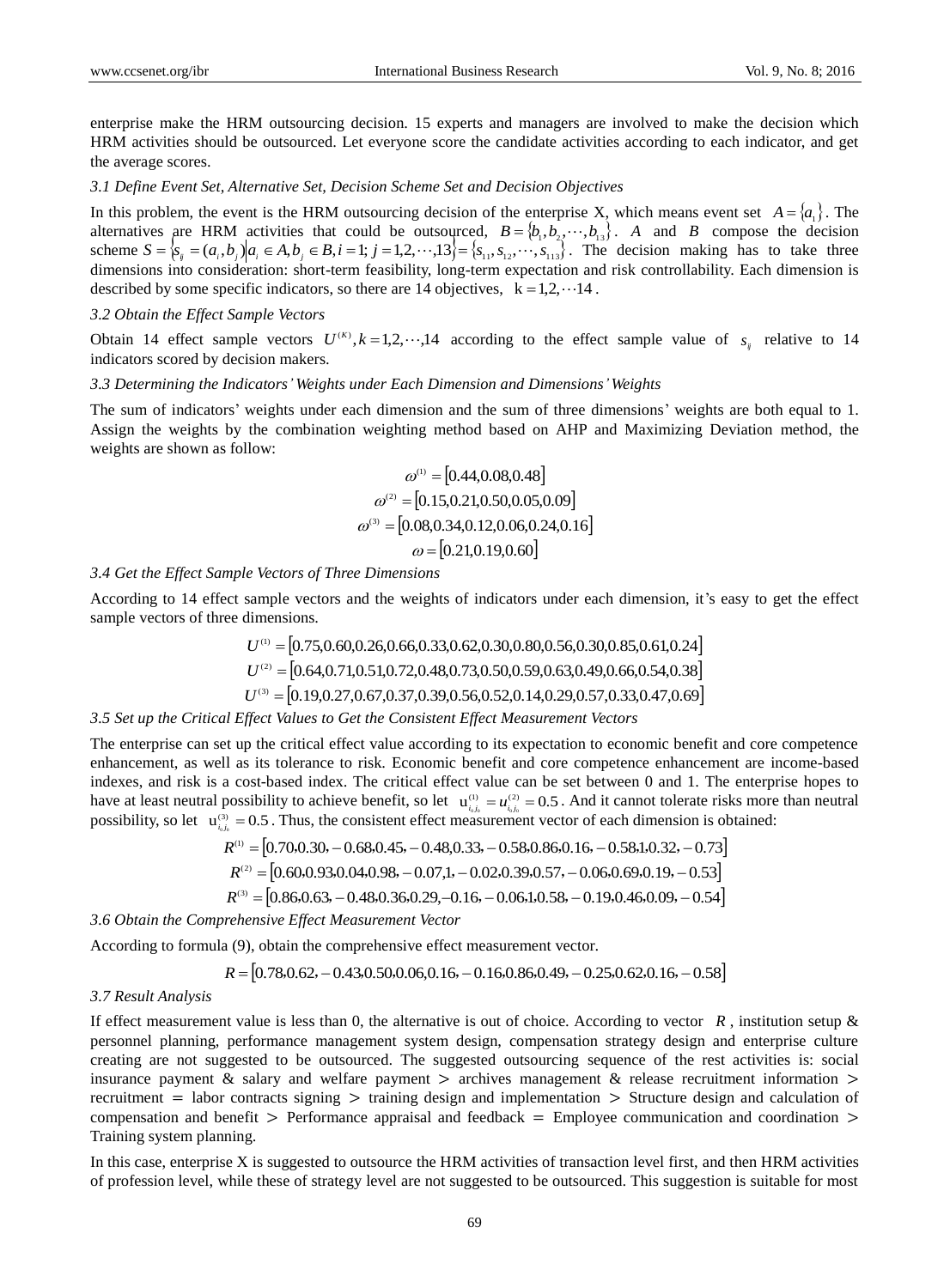enterprise make the HRM outsourcing decision. 15 experts and managers are involved to make the decision which HRM activities should be outsourced. Let everyone score the candidate activities according to each indicator, and get the average scores.

### *3.1 Define Event Set, Alternative Set, Decision Scheme Set and Decision Objectives*

In this problem, the event is the HRM outsourcing decision of the enterprise X, which means event set $A = \{a_1\}$. The alternatives are HRM activities that could be outsourced, $B = \{b_1, b_2, \cdots, b_{13}\}$. $A$ and $B$ compose the decision scheme $S = \{s_{ij} = (a_i, b_j) | a_i \in A, b_j \in B, i = 1; j = 1,2,\cdots,13\} = \{s_{11}, s_{12}, \cdots, s_{113}\}$. The decision making has to take three dimensions into consideration: short-term feasibility, long-term expectation and risk controllability. Each dimension is described by some specific indicators, so there are 14 objectives, $k = 1,2,\cdots 14$.

### *3.2 Obtain the Effect Sample Vectors*

Obtain 14 effect sample vectors $U^{(K)}, k = 1,2,\cdots,14$ according to the effect sample value of $s_{ij}$ relative to 14 indicators scored by decision makers.

### *3.3 Determining the Indicators' Weights under Each Dimension and Dimensions' Weights*

The sum of indicators' weights under each dimension and the sum of three dimensions' weights are both equal to 1. Assign the weights by the combination weighting method based on AHP and Maximizing Deviation method, the weights are shown as follow:

$$\omega^{(1)} = [0.44, 0.08, 0.48]$$
$$\omega^{(2)} = [0.15, 0.21, 0.50, 0.05, 0.09]$$
$$\omega^{(3)} = [0.08, 0.34, 0.12, 0.06, 0.24, 0.16]$$
$$\omega = [0.21, 0.19, 0.60]$$

### *3.4 Get the Effect Sample Vectors of Three Dimensions*

According to 14 effect sample vectors and the weights of indicators under each dimension, it's easy to get the effect sample vectors of three dimensions.

$$U^{(1)} = [0.75, 0.60, 0.26, 0.66, 0.33, 0.62, 0.30, 0.80, 0.56, 0.30, 0.85, 0.61, 0.24]$$
$$U^{(2)} = [0.64, 0.71, 0.51, 0.72, 0.48, 0.73, 0.50, 0.59, 0.63, 0.49, 0.66, 0.54, 0.38]$$
$$U^{(3)} = [0.19, 0.27, 0.67, 0.37, 0.39, 0.56, 0.52, 0.14, 0.29, 0.57, 0.33, 0.47, 0.69]$$

### *3.5 Set up the Critical Effect Values to Get the Consistent Effect Measurement Vectors*

The enterprise can set up the critical effect value according to its expectation to economic benefit and core competence enhancement, as well as its tolerance to risk. Economic benefit and core competence enhancement are income-based indexes, and risk is a cost-based index. The critical effect value can be set between 0 and 1. The enterprise hopes to have at least neutral possibility to achieve benefit, so let $u^{(1)}_{i_0 j_0} = u^{(2)}_{i_0 j_0} = 0.5$. And it cannot tolerate risks more than neutral possibility, so let $u^{(3)}_{i_0 j_0} = 0.5$. Thus, the consistent effect measurement vector of each dimension is obtained:

$$R^{(1)} = [0.70, 0.30, -0.68, 0.45, -0.48, 0.33, -0.58, 0.86, 0.16, -0.58, 1, 0.32, -0.73]$$
$$R^{(2)} = [0.60, 0.93, 0.04, 0.98, -0.07, 1, -0.02, 0.39, 0.57, -0.06, 0.69, 0.19, -0.53]$$
$$R^{(3)} = [0.86, 0.63, -0.48, 0.36, 0.29, -0.16, -0.06, 1, 0.58, -0.19, 0.46, 0.09, -0.54]$$

### *3.6 Obtain the Comprehensive Effect Measurement Vector*

According to formula (9), obtain the comprehensive effect measurement vector.

$$R = [0.78, 0.62, -0.43, 0.50, 0.06, 0.16, -0.16, 0.86, 0.49, -0.25, 0.62, 0.16, -0.58]$$

### *3.7 Result Analysis*

If effect measurement value is less than 0, the alternative is out of choice. According to vector $R$, institution setup & personnel planning, performance management system design, compensation strategy design and enterprise culture creating are not suggested to be outsourced. The suggested outsourcing sequence of the rest activities is: social insurance payment & salary and welfare payment > archives management & release recruitment information > recruitment = labor contracts signing > training design and implementation > Structure design and calculation of compensation and benefit > Performance appraisal and feedback = Employee communication and coordination > Training system planning.

In this case, enterprise X is suggested to outsource the HRM activities of transaction level first, and then HRM activities of profession level, while these of strategy level are not suggested to be outsourced. This suggestion is suitable for most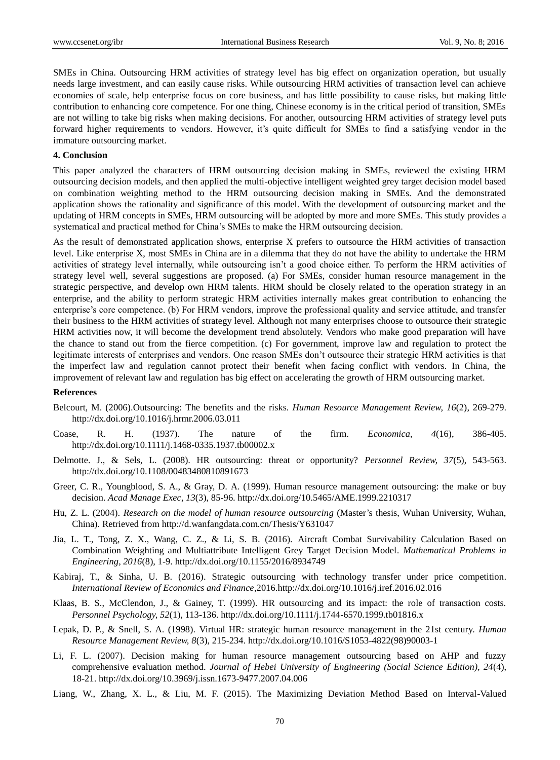SMEs in China. Outsourcing HRM activities of strategy level has big effect on organization operation, but usually needs large investment, and can easily cause risks. While outsourcing HRM activities of transaction level can achieve economies of scale, help enterprise focus on core business, and has little possibility to cause risks, but making little contribution to enhancing core competence. For one thing, Chinese economy is in the critical period of transition, SMEs are not willing to take big risks when making decisions. For another, outsourcing HRM activities of strategy level puts forward higher requirements to vendors. However, it's quite difficult for SMEs to find a satisfying vendor in the immature outsourcing market.

**4. Conclusion**

This paper analyzed the characters of HRM outsourcing decision making in SMEs, reviewed the existing HRM outsourcing decision models, and then applied the multi-objective intelligent weighted grey target decision model based on combination weighting method to the HRM outsourcing decision making in SMEs. And the demonstrated application shows the rationality and significance of this model. With the development of outsourcing market and the updating of HRM concepts in SMEs, HRM outsourcing will be adopted by more and more SMEs. This study provides a systematical and practical method for China's SMEs to make the HRM outsourcing decision.

As the result of demonstrated application shows, enterprise X prefers to outsource the HRM activities of transaction level. Like enterprise X, most SMEs in China are in a dilemma that they do not have the ability to undertake the HRM activities of strategy level internally, while outsourcing isn't a good choice either. To perform the HRM activities of strategy level well, several suggestions are proposed. (a) For SMEs, consider human resource management in the strategic perspective, and develop own HRM talents. HRM should be closely related to the operation strategy in an enterprise, and the ability to perform strategic HRM activities internally makes great contribution to enhancing the enterprise's core competence. (b) For HRM vendors, improve the professional quality and service attitude, and transfer their business to the HRM activities of strategy level. Although not many enterprises choose to outsource their strategic HRM activities now, it will become the development trend absolutely. Vendors who make good preparation will have the chance to stand out from the fierce competition. (c) For government, improve law and regulation to protect the legitimate interests of enterprises and vendors. One reason SMEs don't outsource their strategic HRM activities is that the imperfect law and regulation cannot protect their benefit when facing conflict with vendors. In China, the improvement of relevant law and regulation has big effect on accelerating the growth of HRM outsourcing market.

**References**

Belcourt, M. (2006).Outsourcing: The benefits and the risks. *Human Resource Management Review, 16*(2), 269-279. http://dx.doi.org/10.1016/j.hrmr.2006.03.011

Coase, R. H. (1937). The nature of the firm. *Economica, 4*(16), 386-405. http://dx.doi.org/10.1111/j.1468-0335.1937.tb00002.x

Delmotte. J., & Sels, L. (2008). HR outsourcing: threat or opportunity? *Personnel Review, 37*(5), 543-563. http://dx.doi.org/10.1108/00483480810891673

Greer, C. R., Youngblood, S. A., & Gray, D. A. (1999). Human resource management outsourcing: the make or buy decision. *Acad Manage Exec, 13*(3), 85-96. http://dx.doi.org/10.5465/AME.1999.2210317

Hu, Z. L. (2004). *Research on the model of human resource outsourcing* (Master's thesis, Wuhan University, Wuhan, China). Retrieved from http://d.wanfangdata.com.cn/Thesis/Y631047

Jia, L. T., Tong, Z. X., Wang, C. Z., & Li, S. B. (2016). Aircraft Combat Survivability Calculation Based on Combination Weighting and Multiattribute Intelligent Grey Target Decision Model. *Mathematical Problems in Engineering, 2016*(8), 1-9. http://dx.doi.org/10.1155/2016/8934749

Kabiraj, T., & Sinha, U. B. (2016). Strategic outsourcing with technology transfer under price competition. *International Review of Economics and Finance*,2016.http://dx.doi.org/10.1016/j.iref.2016.02.016

Klaas, B. S., McClendon, J., & Gainey, T. (1999). HR outsourcing and its impact: the role of transaction costs. *Personnel Psychology, 52*(1), 113-136. http://dx.doi.org/10.1111/j.1744-6570.1999.tb01816.x

Lepak, D. P., & Snell, S. A. (1998). Virtual HR: strategic human resource management in the 21st century. *Human Resource Management Review, 8*(3), 215-234. http://dx.doi.org/10.1016/S1053-4822(98)90003-1

Li, F. L. (2007). Decision making for human resource management outsourcing based on AHP and fuzzy comprehensive evaluation method. *Journal of Hebei University of Engineering (Social Science Edition), 24*(4), 18-21. http://dx.doi.org/10.3969/j.issn.1673-9477.2007.04.006

Liang, W., Zhang, X. L., & Liu, M. F. (2015). The Maximizing Deviation Method Based on Interval-Valued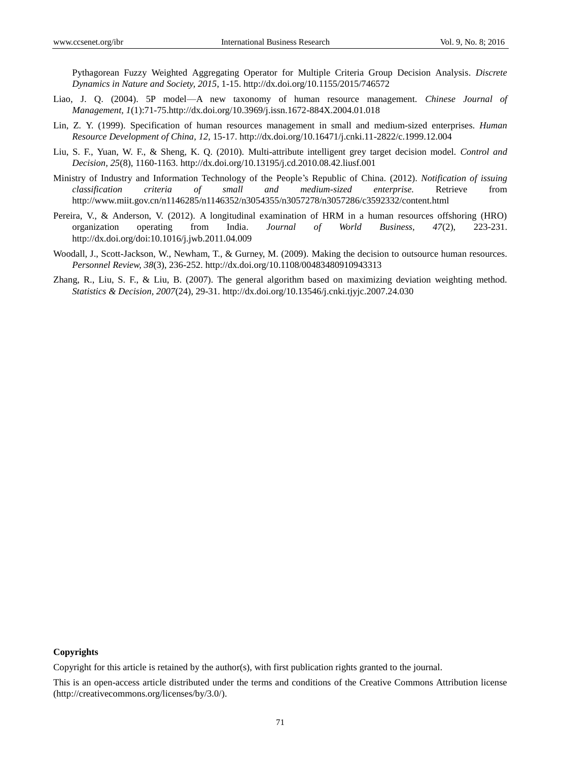Pythagorean Fuzzy Weighted Aggregating Operator for Multiple Criteria Group Decision Analysis. *Discrete Dynamics in Nature and Society, 2015*, 1-15. http://dx.doi.org/10.1155/2015/746572

Liao, J. Q. (2004). 5P model—A new taxonomy of human resource management. *Chinese Journal of Management, 1*(1):71-75.http://dx.doi.org/10.3969/j.issn.1672-884X.2004.01.018

Lin, Z. Y. (1999). Specification of human resources management in small and medium-sized enterprises. *Human Resource Development of China, 12*, 15-17. http://dx.doi.org/10.16471/j.cnki.11-2822/c.1999.12.004

Liu, S. F., Yuan, W. F., & Sheng, K. Q. (2010). Multi-attribute intelligent grey target decision model. *Control and Decision, 25*(8), 1160-1163. http://dx.doi.org/10.13195/j.cd.2010.08.42.liusf.001

Ministry of Industry and Information Technology of the People's Republic of China. (2012). *Notification of issuing classification criteria of small and medium-sized enterprise.* Retrieve from http://www.miit.gov.cn/n1146285/n1146352/n3054355/n3057278/n3057286/c3592332/content.html

Pereira, V., & Anderson, V. (2012). A longitudinal examination of HRM in a human resources offshoring (HRO) organization operating from India. *Journal of World Business, 47*(2), 223-231. http://dx.doi.org/doi:10.1016/j.jwb.2011.04.009

Woodall, J., Scott-Jackson, W., Newham, T., & Gurney, M. (2009). Making the decision to outsource human resources. *Personnel Review, 38*(3), 236-252. http://dx.doi.org/10.1108/00483480910943313

Zhang, R., Liu, S. F., & Liu, B. (2007). The general algorithm based on maximizing deviation weighting method. *Statistics & Decision, 2007*(24), 29-31. http://dx.doi.org/10.13546/j.cnki.tjyjc.2007.24.030

**Copyrights**

Copyright for this article is retained by the author(s), with first publication rights granted to the journal.

This is an open-access article distributed under the terms and conditions of the Creative Commons Attribution license (http://creativecommons.org/licenses/by/3.0/).